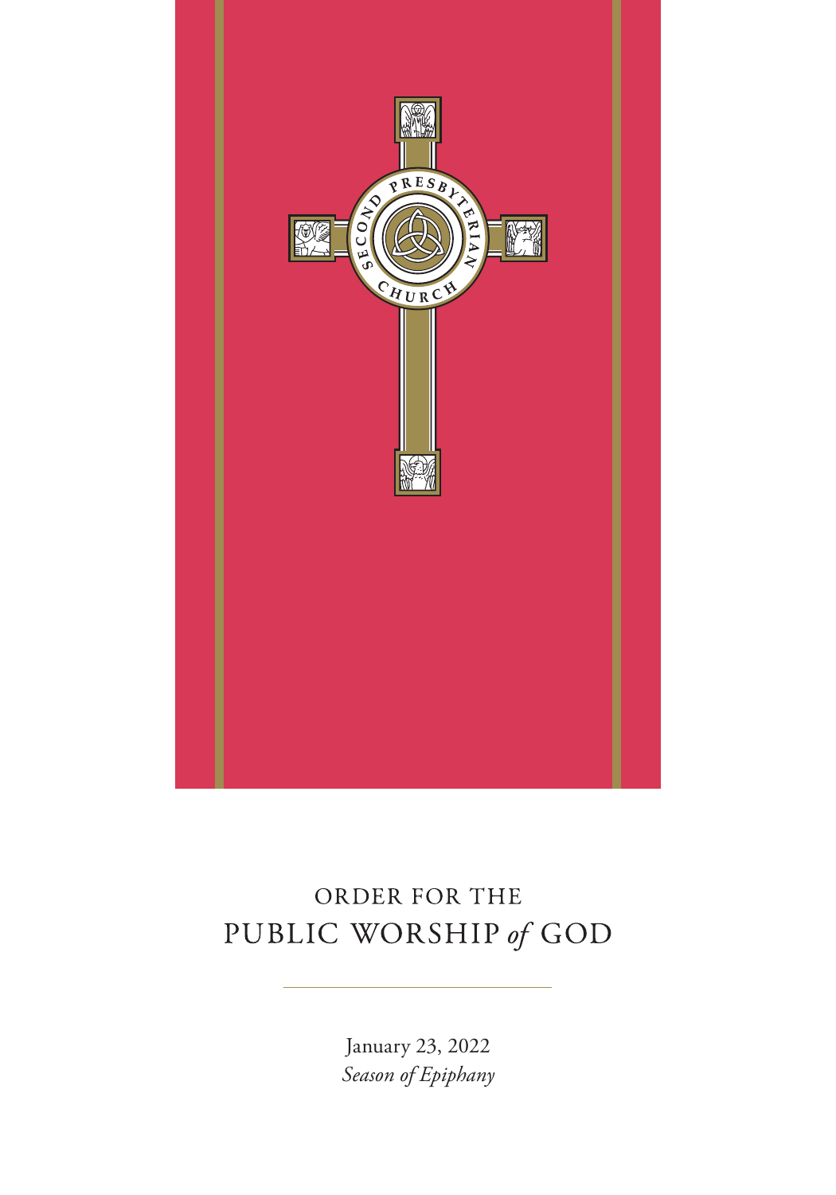SECOND PRESBYTERIAN CHURCH

# ORDER FOR THE PUBLIC WORSHIP *of* GOD

January 23, 2022

*Season of Epiphany*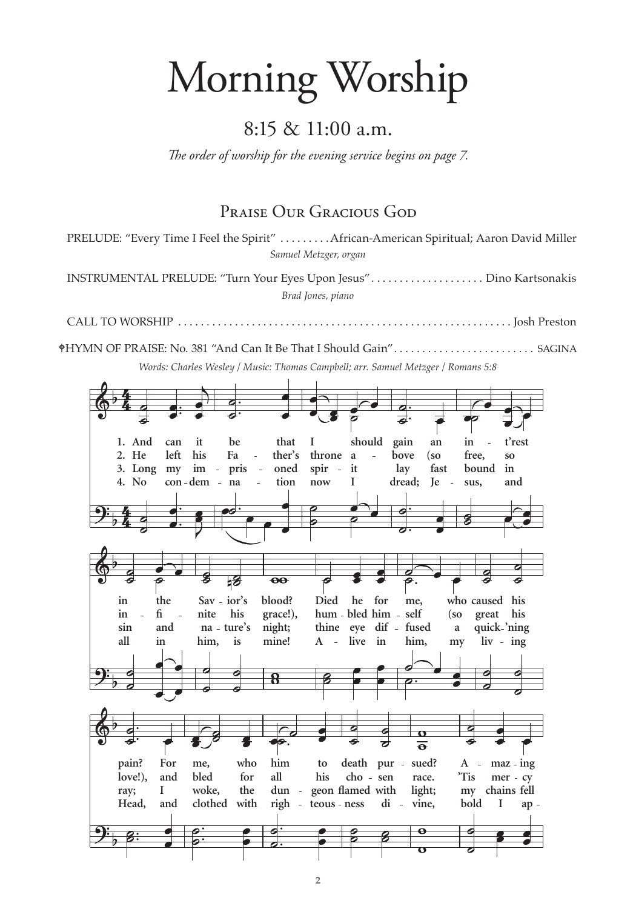# Morning Worship

## 8:15 & 11:00 a.m.

*The order of worship for the evening service begins on page 7.*

### Praise Our Gracious God

PRELUDE: "Every Time I Feel the Spirit" . . . . . . . . . African-American Spiritual; Aaron David Miller
*Samuel Metzger, organ*

INSTRUMENTAL PRELUDE: "Turn Your Eyes Upon Jesus" . . . . . . . . . . . . . . . . . . . . Dino Kartsonakis
*Brad Jones, piano*

CALL TO WORSHIP . . . . . . . . . . . . . . . . . . . . . . . . . . . . . . . . . . . . . . . . . . . . . . . . . . . . . . . . . Josh Preston

✠HYMN OF PRAISE: No. 381 "And Can It Be That I Should Gain" . . . . . . . . . . . . . . . . . . . . . . . . . SAGINA
*Words: Charles Wesley / Music: Thomas Campbell; arr. Samuel Metzger / Romans 5:8*

1. And can it be that I should gain an in - t'rest in the Sav - ior's blood? Died he for me, who caused his pain? For me, who him to death pur - sued? A - maz - ing
2. He left his Fa - ther's throne a - bove (so free, so in - fi - nite his grace!), hum - bled him - self (so great his love!), and bled for all his cho - sen race. 'Tis mer - cy
3. Long my im - pris - oned spir - it lay fast bound in sin and na - ture's night; thine eye dif - fused a quick-'ning ray; I woke, the dun - geon flamed with light; my chains fell
4. No con - dem - na - tion now I dread; Je - sus, and all in him, is mine! A - live in him, my liv - ing Head, and clothed with righ - teous - ness di - vine, bold I ap -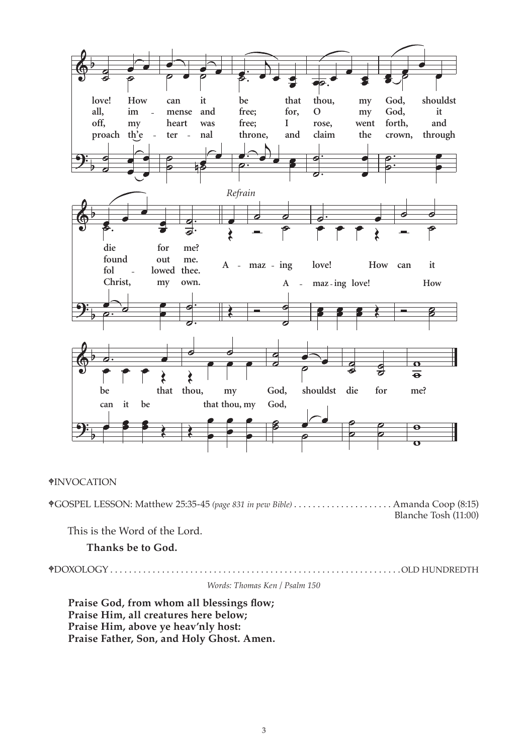✠INVOCATION

✠GOSPEL LESSON: Matthew 25:35-45 *(page 831 in pew Bible)* . . . . . . . . . . . . . . . . . . . . . Amanda Coop (8:15)
Blanche Tosh (11:00)

This is the Word of the Lord.

**Thanks be to God.**

✠DOXOLOGY . . . . . . . . . . . . . . . . . . . . . . . . . . . . . . . . . . . . . . . . . . . . . . . . . . . . . . . . . . . . . OLD HUNDREDTH

*Words: Thomas Ken / Psalm 150*

**Praise God, from whom all blessings flow;**
**Praise Him, all creatures here below;**
**Praise Him, above ye heav'nly host:**
**Praise Father, Son, and Holy Ghost. Amen.**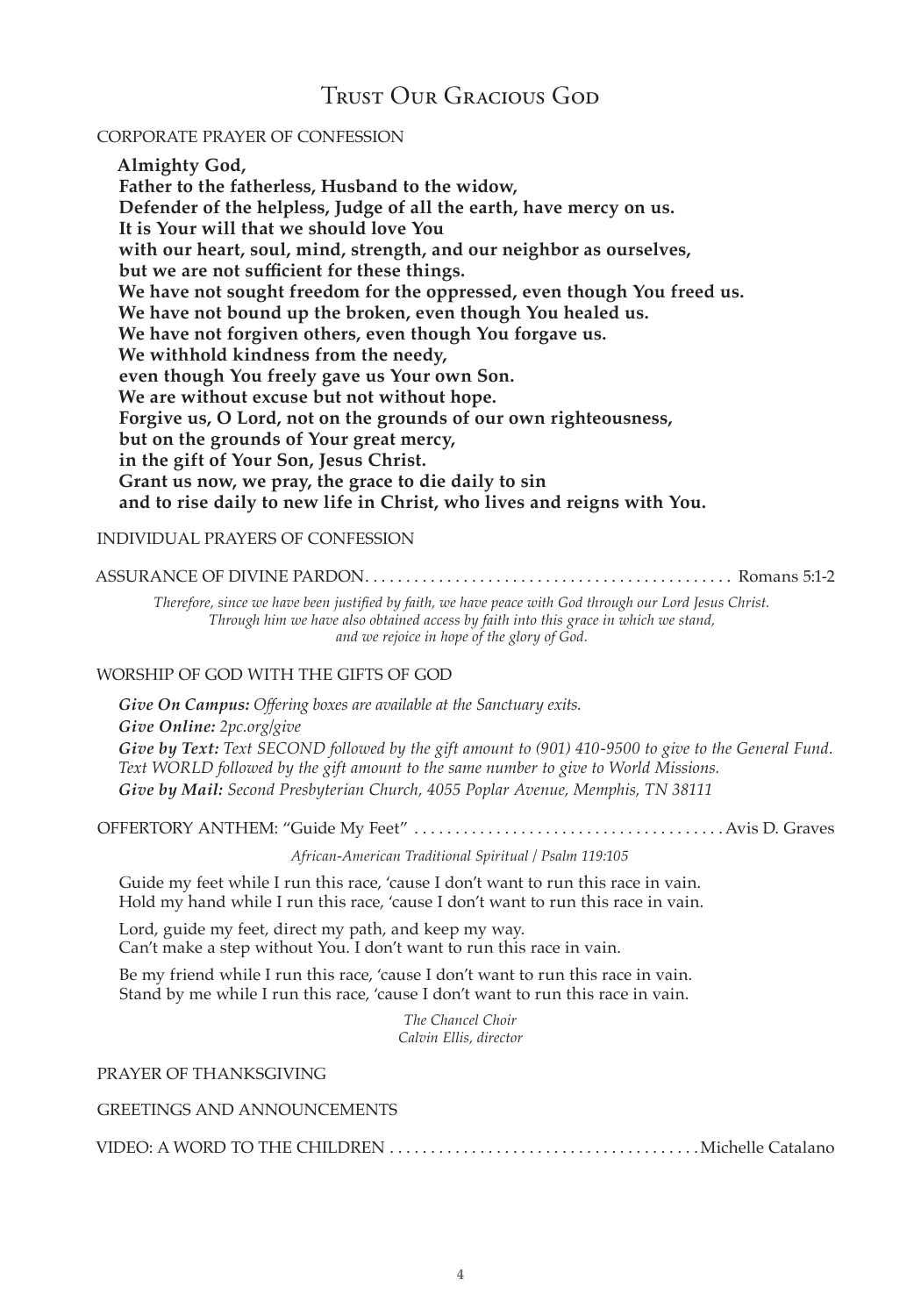# Trust Our Gracious God

CORPORATE PRAYER OF CONFESSION

**Almighty God,**
**Father to the fatherless, Husband to the widow,**
**Defender of the helpless, Judge of all the earth, have mercy on us.**
**It is Your will that we should love You**
**with our heart, soul, mind, strength, and our neighbor as ourselves,**
**but we are not sufficient for these things.**
**We have not sought freedom for the oppressed, even though You freed us.**
**We have not bound up the broken, even though You healed us.**
**We have not forgiven others, even though You forgave us.**
**We withhold kindness from the needy,**
**even though You freely gave us Your own Son.**
**We are without excuse but not without hope.**
**Forgive us, O Lord, not on the grounds of our own righteousness,**
**but on the grounds of Your great mercy,**
**in the gift of Your Son, Jesus Christ.**
**Grant us now, we pray, the grace to die daily to sin**
**and to rise daily to new life in Christ, who lives and reigns with You.**

INDIVIDUAL PRAYERS OF CONFESSION

ASSURANCE OF DIVINE PARDON. . . . . . . . . . . . . . . . . . . . . . . . . . . . . . . . . . . . . . . . . . . . Romans 5:1-2

*Therefore, since we have been justified by faith, we have peace with God through our Lord Jesus Christ.*
*Through him we have also obtained access by faith into this grace in which we stand,*
*and we rejoice in hope of the glory of God.*

WORSHIP OF GOD WITH THE GIFTS OF GOD

***Give On Campus:*** *Offering boxes are available at the Sanctuary exits.*
***Give Online:*** *2pc.org/give*
***Give by Text:*** *Text SECOND followed by the gift amount to (901) 410-9500 to give to the General Fund. Text WORLD followed by the gift amount to the same number to give to World Missions.*
***Give by Mail:*** *Second Presbyterian Church, 4055 Poplar Avenue, Memphis, TN 38111*

OFFERTORY ANTHEM: "Guide My Feet" . . . . . . . . . . . . . . . . . . . . . . . . . . . . . . . . . . . . . Avis D. Graves

*African-American Traditional Spiritual / Psalm 119:105*

Guide my feet while I run this race, 'cause I don't want to run this race in vain.
Hold my hand while I run this race, 'cause I don't want to run this race in vain.

Lord, guide my feet, direct my path, and keep my way.
Can't make a step without You. I don't want to run this race in vain.

Be my friend while I run this race, 'cause I don't want to run this race in vain.
Stand by me while I run this race, 'cause I don't want to run this race in vain.

*The Chancel Choir*
*Calvin Ellis, director*

PRAYER OF THANKSGIVING

GREETINGS AND ANNOUNCEMENTS

VIDEO: A WORD TO THE CHILDREN . . . . . . . . . . . . . . . . . . . . . . . . . . . . . . . . . . . . . Michelle Catalano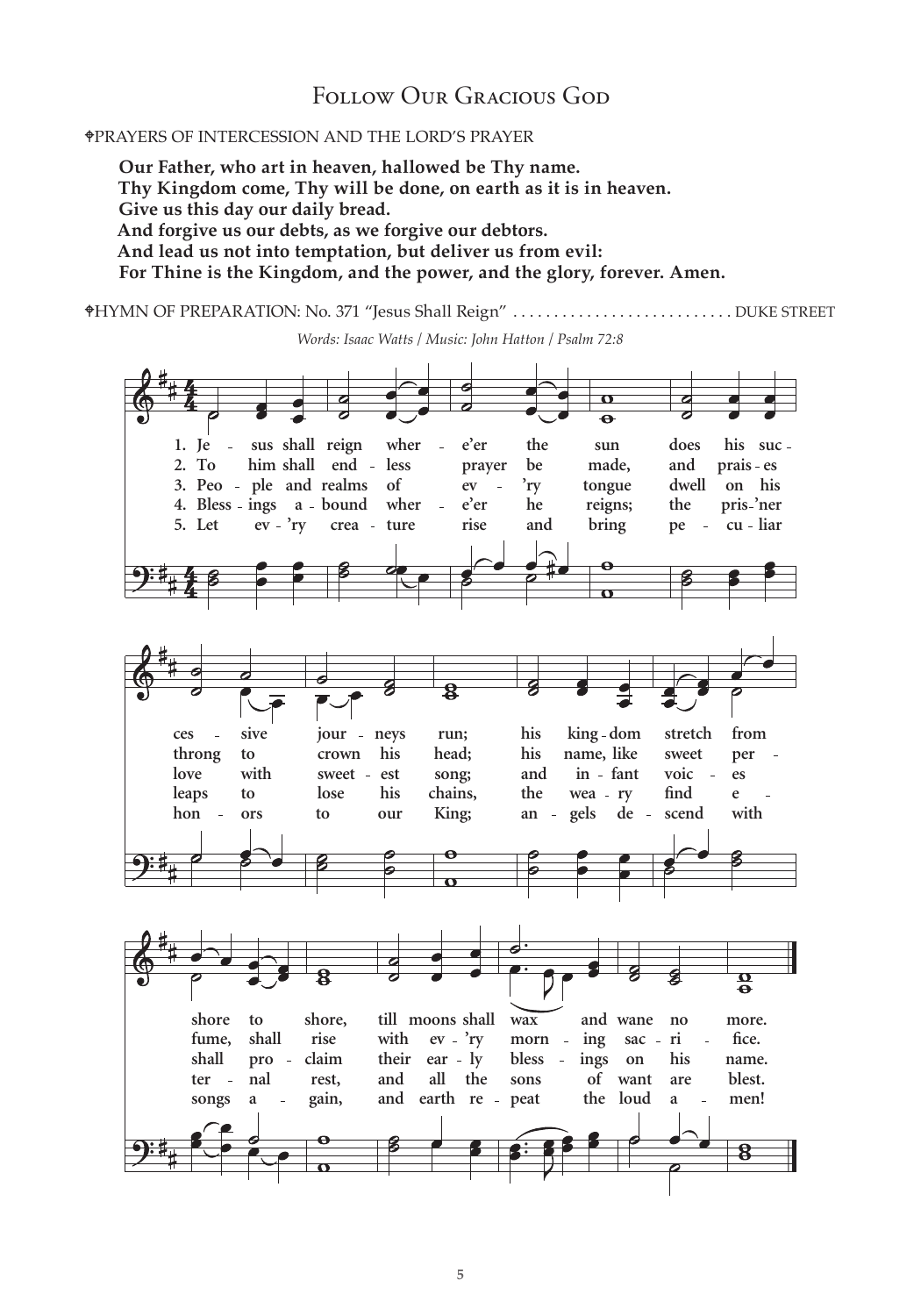## Follow Our Gracious God

✠PRAYERS OF INTERCESSION AND THE LORD'S PRAYER

**Our Father, who art in heaven, hallowed be Thy name.**
**Thy Kingdom come, Thy will be done, on earth as it is in heaven.**
**Give us this day our daily bread.**
**And forgive us our debts, as we forgive our debtors.**
**And lead us not into temptation, but deliver us from evil:**
**For Thine is the Kingdom, and the power, and the glory, forever. Amen.**

✠HYMN OF PREPARATION: No. 371 "Jesus Shall Reign" . . . . . . . . . . . . . . . . . . . . . . . . . . DUKE STREET

*Words: Isaac Watts / Music: John Hatton / Psalm 72:8*

**1.** Jesus shall reign where'er the sun does his successive journeys run; his kingdom stretch from shore to shore, till moons shall wax and wane no more.

**2.** To him shall endless prayer be made, and praises throng to crown his head; his name, like sweet perfume, shall rise with every morning sacrifice.

**3.** People and realms of every tongue dwell on his love with sweetest song; and infant voices shall proclaim their early blessings on his name.

**4.** Blessings abound where'er he reigns; the pris'ner leaps to lose his chains, the weary find eternal rest, and all the sons of want are blest.

**5.** Let every creature rise and bring peculiar honors to our King; angels descend with songs again, and earth repeat the loud amen!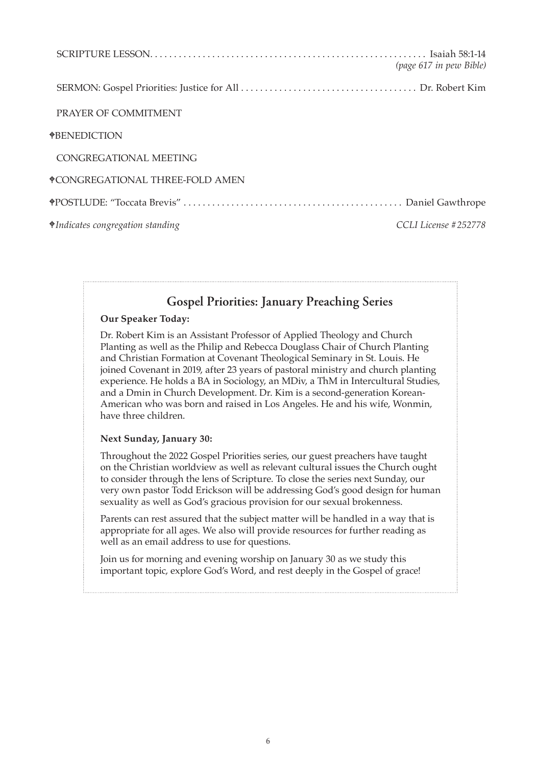SCRIPTURE LESSON. . . . . . . . . . . . . . . . . . . . . . . . . . . . . . . . . . . . . . . . . . . . . . . . . . . . . . . . . Isaiah 58:1-14
*(page 617 in pew Bible)*

SERMON: Gospel Priorities: Justice for All . . . . . . . . . . . . . . . . . . . . . . . . . . . . . . . . . . . . . Dr. Robert Kim

PRAYER OF COMMITMENT

✟BENEDICTION

CONGREGATIONAL MEETING

✟CONGREGATIONAL THREE-FOLD AMEN

✟POSTLUDE: "Toccata Brevis" . . . . . . . . . . . . . . . . . . . . . . . . . . . . . . . . . . . . . . . . . . . . . . Daniel Gawthrope

✟*Indicates congregation standing* *CCLI License #252778*

## Gospel Priorities: January Preaching Series

**Our Speaker Today:**

Dr. Robert Kim is an Assistant Professor of Applied Theology and Church Planting as well as the Philip and Rebecca Douglass Chair of Church Planting and Christian Formation at Covenant Theological Seminary in St. Louis. He joined Covenant in 2019, after 23 years of pastoral ministry and church planting experience. He holds a BA in Sociology, an MDiv, a ThM in Intercultural Studies, and a Dmin in Church Development. Dr. Kim is a second-generation Korean-American who was born and raised in Los Angeles. He and his wife, Wonmin, have three children.

**Next Sunday, January 30:**

Throughout the 2022 Gospel Priorities series, our guest preachers have taught on the Christian worldview as well as relevant cultural issues the Church ought to consider through the lens of Scripture. To close the series next Sunday, our very own pastor Todd Erickson will be addressing God's good design for human sexuality as well as God's gracious provision for our sexual brokenness.

Parents can rest assured that the subject matter will be handled in a way that is appropriate for all ages. We also will provide resources for further reading as well as an email address to use for questions.

Join us for morning and evening worship on January 30 as we study this important topic, explore God's Word, and rest deeply in the Gospel of grace!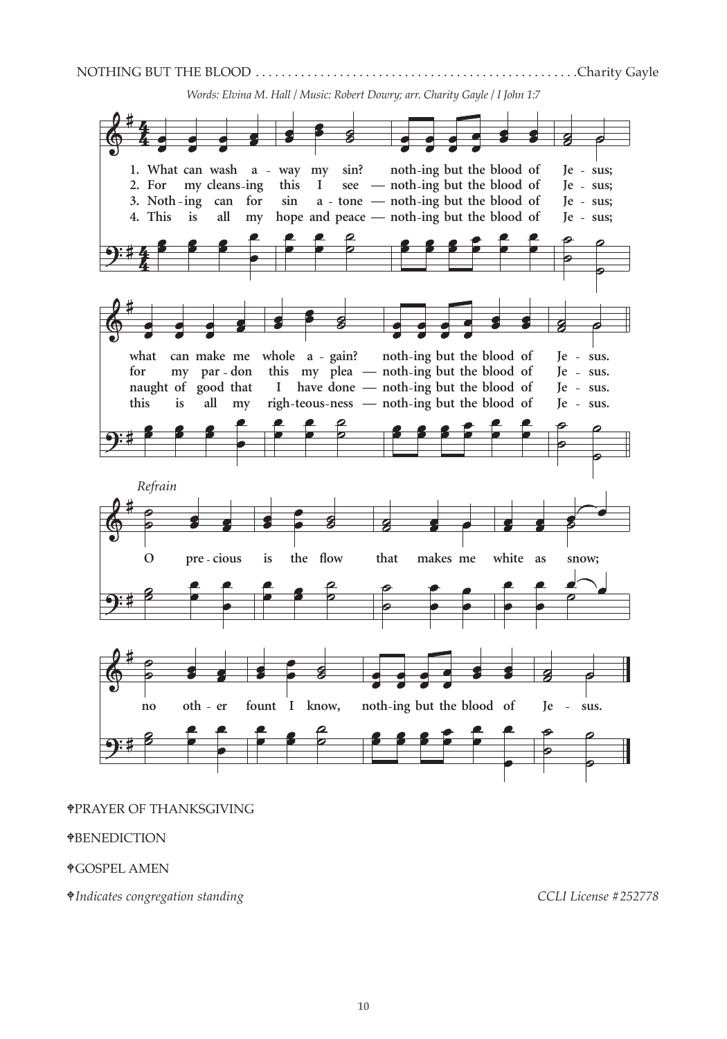NOTHING BUT THE BLOOD . . . . . . . . . . . . . . . . . . . . . . . . . . . . . . . . . . . . . . . . . . . . . . . . Charity Gayle

*Words: Elvina M. Hall / Music: Robert Dowry; arr. Charity Gayle / I John 1:7*

1. What can wash away my sin? nothing but the blood of Jesus;
what can make me whole again? nothing but the blood of Jesus.

2. For my cleansing this I see — nothing but the blood of Jesus;
for my pardon this my plea — nothing but the blood of Jesus.

3. Nothing can for sin atone — nothing but the blood of Jesus;
naught of good that I have done — nothing but the blood of Jesus.

4. This is all my hope and peace — nothing but the blood of Jesus;
this is all my righteousness — nothing but the blood of Jesus.

*Refrain*

O precious is the flow that makes me white as snow;
no other fount I know, nothing but the blood of Jesus.

✝PRAYER OF THANKSGIVING

✝BENEDICTION

✝GOSPEL AMEN

✝*Indicates congregation standing*

*CCLI License #252778*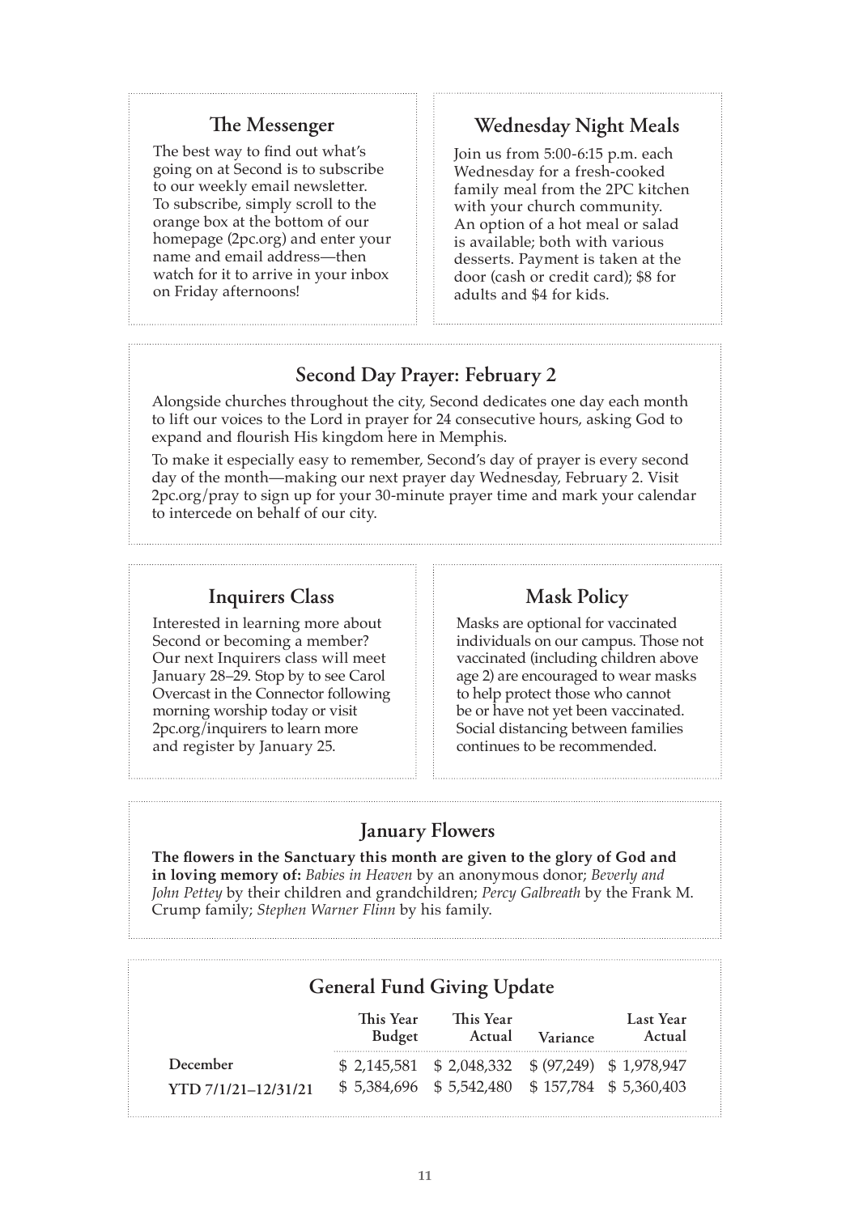## The Messenger

The best way to find out what's going on at Second is to subscribe to our weekly email newsletter. To subscribe, simply scroll to the orange box at the bottom of our homepage (2pc.org) and enter your name and email address—then watch for it to arrive in your inbox on Friday afternoons!

## Wednesday Night Meals

Join us from 5:00-6:15 p.m. each Wednesday for a fresh-cooked family meal from the 2PC kitchen with your church community. An option of a hot meal or salad is available; both with various desserts. Payment is taken at the door (cash or credit card); $8 for adults and $4 for kids.

## Second Day Prayer: February 2

Alongside churches throughout the city, Second dedicates one day each month to lift our voices to the Lord in prayer for 24 consecutive hours, asking God to expand and flourish His kingdom here in Memphis.

To make it especially easy to remember, Second's day of prayer is every second day of the month—making our next prayer day Wednesday, February 2. Visit 2pc.org/pray to sign up for your 30-minute prayer time and mark your calendar to intercede on behalf of our city.

## Inquirers Class

Interested in learning more about Second or becoming a member? Our next Inquirers class will meet January 28–29. Stop by to see Carol Overcast in the Connector following morning worship today or visit 2pc.org/inquirers to learn more and register by January 25.

## Mask Policy

Masks are optional for vaccinated individuals on our campus. Those not vaccinated (including children above age 2) are encouraged to wear masks to help protect those who cannot be or have not yet been vaccinated. Social distancing between families continues to be recommended.

## January Flowers

**The flowers in the Sanctuary this month are given to the glory of God and in loving memory of:** *Babies in Heaven* by an anonymous donor; *Beverly and John Pettey* by their children and grandchildren; *Percy Galbreath* by the Frank M. Crump family; *Stephen Warner Flinn* by his family.

## General Fund Giving Update

| | This Year Budget | This Year Actual | Variance | Last Year Actual |
|---|---|---|---|---|
| **December** | $ 2,145,581 | $ 2,048,332 | $ (97,249) | $ 1,978,947 |
| **YTD 7/1/21–12/31/21** | $ 5,384,696 | $ 5,542,480 | $ 157,784 | $ 5,360,403 |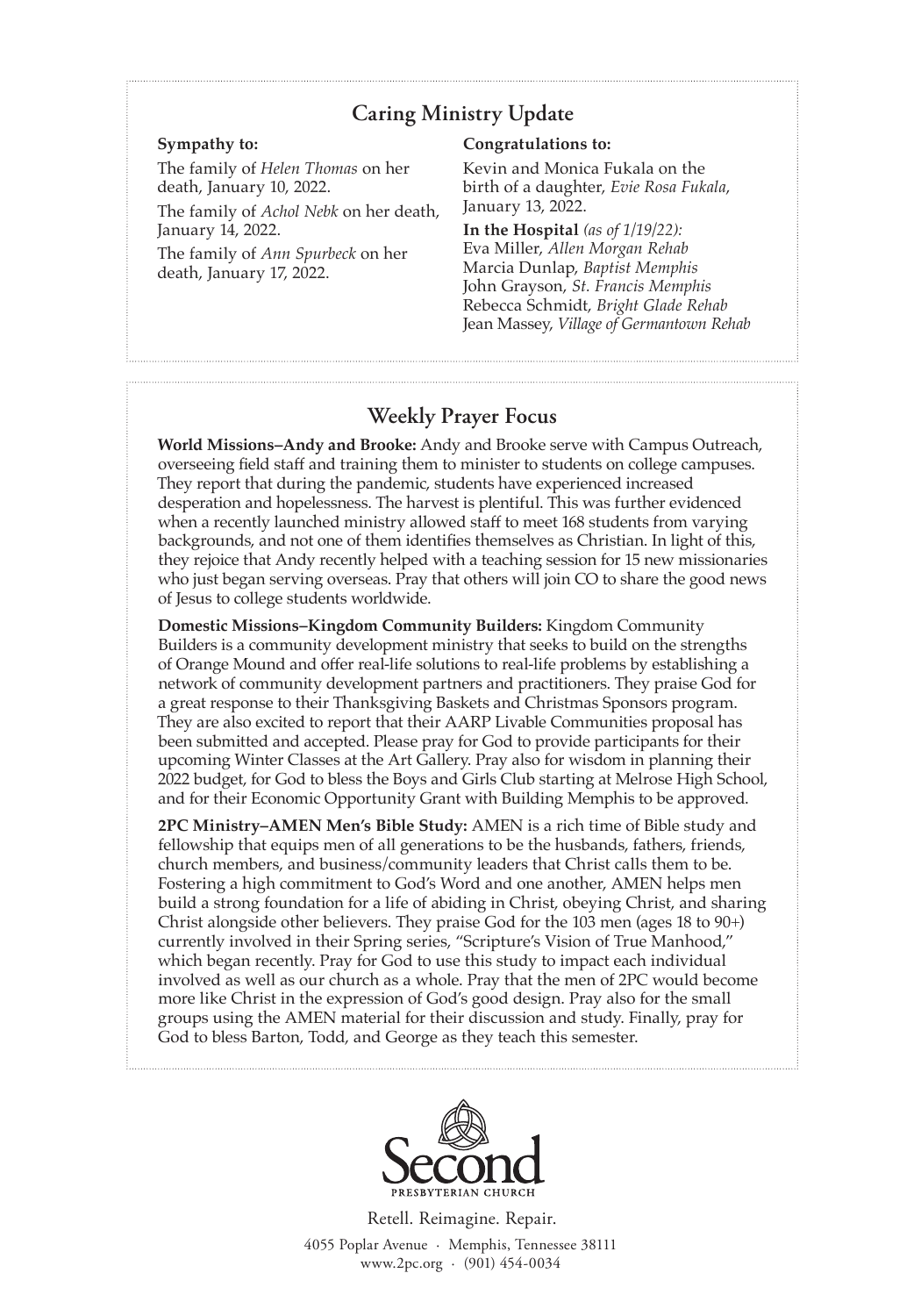## Caring Ministry Update

**Sympathy to:**

The family of *Helen Thomas* on her death, January 10, 2022.

The family of *Achol Nebk* on her death, January 14, 2022.

The family of *Ann Spurbeck* on her death, January 17, 2022.

**Congratulations to:**

Kevin and Monica Fukala on the birth of a daughter, *Evie Rosa Fukala*, January 13, 2022.

**In the Hospital** *(as of 1/19/22):*
Eva Miller, *Allen Morgan Rehab*
Marcia Dunlap, *Baptist Memphis*
John Grayson, *St. Francis Memphis*
Rebecca Schmidt, *Bright Glade Rehab*
Jean Massey, *Village of Germantown Rehab*

## Weekly Prayer Focus

**World Missions–Andy and Brooke:** Andy and Brooke serve with Campus Outreach, overseeing field staff and training them to minister to students on college campuses. They report that during the pandemic, students have experienced increased desperation and hopelessness. The harvest is plentiful. This was further evidenced when a recently launched ministry allowed staff to meet 168 students from varying backgrounds, and not one of them identifies themselves as Christian. In light of this, they rejoice that Andy recently helped with a teaching session for 15 new missionaries who just began serving overseas. Pray that others will join CO to share the good news of Jesus to college students worldwide.

**Domestic Missions–Kingdom Community Builders:** Kingdom Community Builders is a community development ministry that seeks to build on the strengths of Orange Mound and offer real-life solutions to real-life problems by establishing a network of community development partners and practitioners. They praise God for a great response to their Thanksgiving Baskets and Christmas Sponsors program. They are also excited to report that their AARP Livable Communities proposal has been submitted and accepted. Please pray for God to provide participants for their upcoming Winter Classes at the Art Gallery. Pray also for wisdom in planning their 2022 budget, for God to bless the Boys and Girls Club starting at Melrose High School, and for their Economic Opportunity Grant with Building Memphis to be approved.

**2PC Ministry–AMEN Men's Bible Study:** AMEN is a rich time of Bible study and fellowship that equips men of all generations to be the husbands, fathers, friends, church members, and business/community leaders that Christ calls them to be. Fostering a high commitment to God's Word and one another, AMEN helps men build a strong foundation for a life of abiding in Christ, obeying Christ, and sharing Christ alongside other believers. They praise God for the 103 men (ages 18 to 90+) currently involved in their Spring series, "Scripture's Vision of True Manhood," which began recently. Pray for God to use this study to impact each individual involved as well as our church as a whole. Pray that the men of 2PC would become more like Christ in the expression of God's good design. Pray also for the small groups using the AMEN material for their discussion and study. Finally, pray for God to bless Barton, Todd, and George as they teach this semester.

Second
PRESBYTERIAN CHURCH

Retell. Reimagine. Repair.

4055 Poplar Avenue · Memphis, Tennessee 38111
www.2pc.org · (901) 454-0034